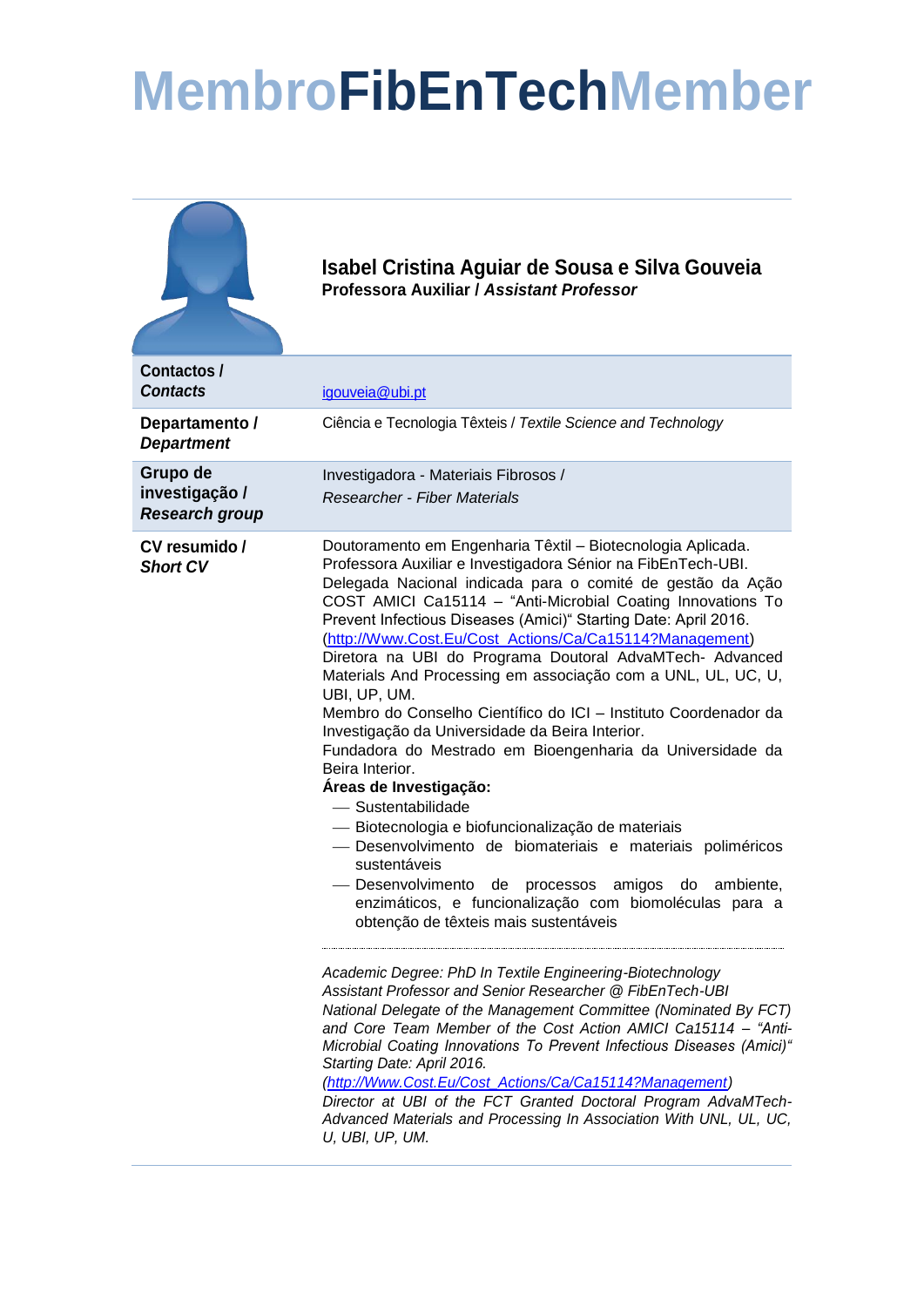# MembroFibEnTechMember

## Isabel Cristina Aguiar de Sousa e Silva Gouveia

**Professora Auxiliar / *Assistant Professor***

| | |
|---|---|
| **Contactos / *Contacts*** | igouveia@ubi.pt |
| **Departamento / *Department*** | Ciência e Tecnologia Têxteis / *Textile Science and Technology* |
| **Grupo de investigação / *Research group*** | Investigadora - Materiais Fibrosos / *Researcher - Fiber Materials* |
| **CV resumido / *Short CV*** | Doutoramento em Engenharia Têxtil – Biotecnologia Aplicada. Professora Auxiliar e Investigadora Sénior na FibEnTech-UBI. Delegada Nacional indicada para o comité de gestão da Ação COST AMICI Ca15114 – "Anti-Microbial Coating Innovations To Prevent Infectious Diseases (Amici)" Starting Date: April 2016. (http://Www.Cost.Eu/Cost_Actions/Ca/Ca15114?Management) Diretora na UBI do Programa Doutoral AdvaMTech- Advanced Materials And Processing em associação com a UNL, UL, UC, U, UBI, UP, UM. Membro do Conselho Científico do ICI – Instituto Coordenador da Investigação da Universidade da Beira Interior. Fundadora do Mestrado em Bioengenharia da Universidade da Beira Interior.<br>**Áreas de Investigação:**<br>— Sustentabilidade<br>— Biotecnologia e biofuncionalização de materiais<br>— Desenvolvimento de biomateriais e materiais poliméricos sustentáveis<br>— Desenvolvimento de processos amigos do ambiente, enzimáticos, e funcionalização com biomoléculas para a obtenção de têxteis mais sustentáveis<br>---<br>*Academic Degree: PhD In Textile Engineering-Biotechnology Assistant Professor and Senior Researcher @ FibEnTech-UBI National Delegate of the Management Committee (Nominated By FCT) and Core Team Member of the Cost Action AMICI Ca15114 – "Anti-Microbial Coating Innovations To Prevent Infectious Diseases (Amici)" Starting Date: April 2016. (http://Www.Cost.Eu/Cost_Actions/Ca/Ca15114?Management) Director at UBI of the FCT Granted Doctoral Program AdvaMTech-Advanced Materials and Processing In Association With UNL, UL, UC, U, UBI, UP, UM.* |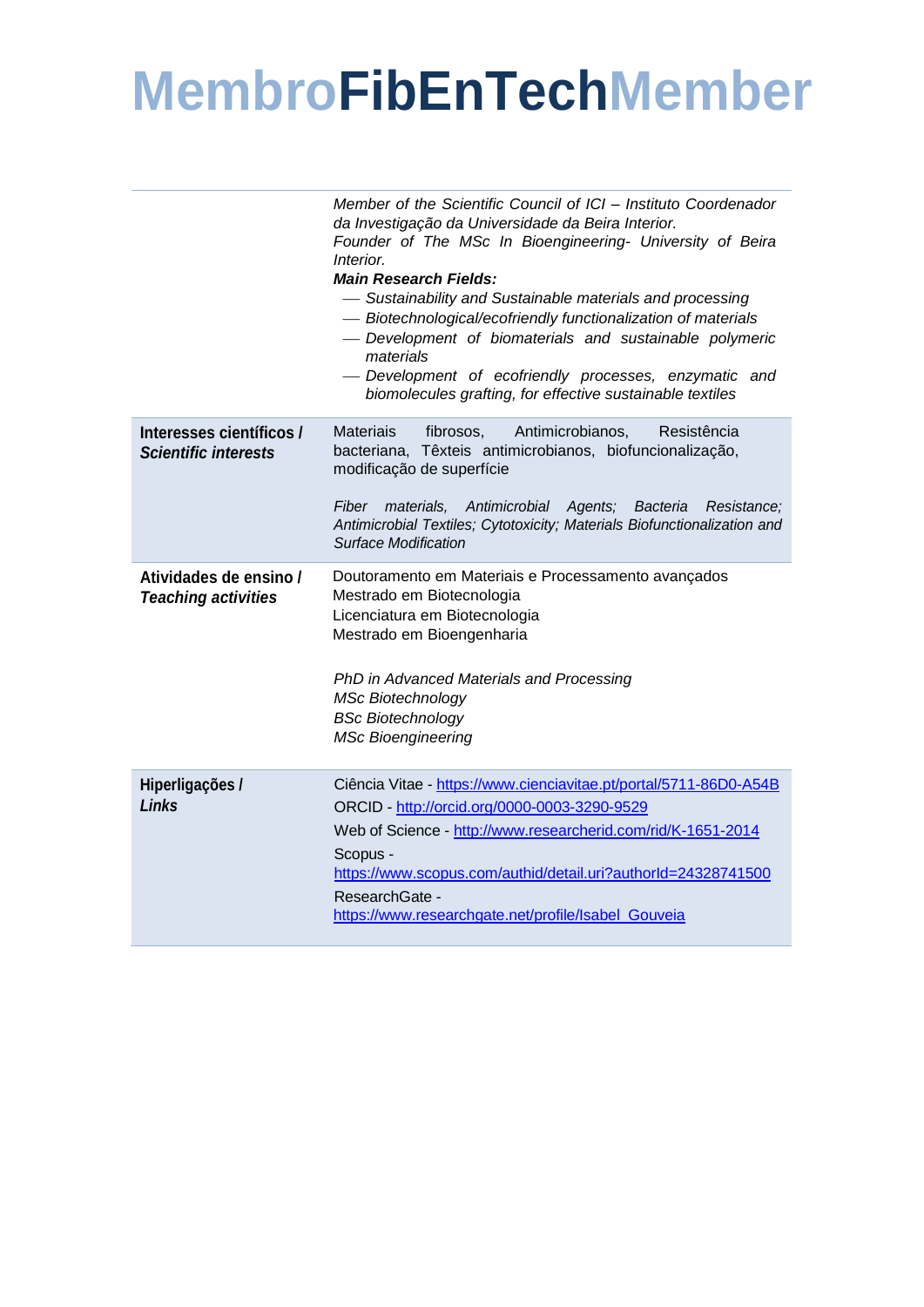# MembroFibEnTechMember

| | |
|---|---|
| | *Member of the Scientific Council of ICI – Instituto Coordenador da Investigação da Universidade da Beira Interior.*<br>*Founder of The MSc In Bioengineering- University of Beira Interior.*<br>***Main Research Fields:***<br>— *Sustainability and Sustainable materials and processing*<br>— *Biotechnological/ecofriendly functionalization of materials*<br>— *Development of biomaterials and sustainable polymeric materials*<br>— *Development of ecofriendly processes, enzymatic and biomolecules grafting, for effective sustainable textiles* |
| **Interesses científicos /** ***Scientific interests*** | Materiais fibrosos, Antimicrobianos, Resistência bacteriana, Têxteis antimicrobianos, biofuncionalização, modificação de superfície<br><br>*Fiber materials, Antimicrobial Agents; Bacteria Resistance; Antimicrobial Textiles; Cytotoxicity; Materials Biofunctionalization and Surface Modification* |
| **Atividades de ensino /** ***Teaching activities*** | Doutoramento em Materiais e Processamento avançados<br>Mestrado em Biotecnologia<br>Licenciatura em Biotecnologia<br>Mestrado em Bioengenharia<br><br>*PhD in Advanced Materials and Processing*<br>*MSc Biotechnology*<br>*BSc Biotechnology*<br>*MSc Bioengineering* |
| **Hiperligações /** ***Links*** | Ciência Vitae - https://www.cienciavitae.pt/portal/5711-86D0-A54B<br>ORCID - http://orcid.org/0000-0003-3290-9529<br>Web of Science - http://www.researcherid.com/rid/K-1651-2014<br>Scopus - https://www.scopus.com/authid/detail.uri?authorId=24328741500<br>ResearchGate - https://www.researchgate.net/profile/Isabel_Gouveia |